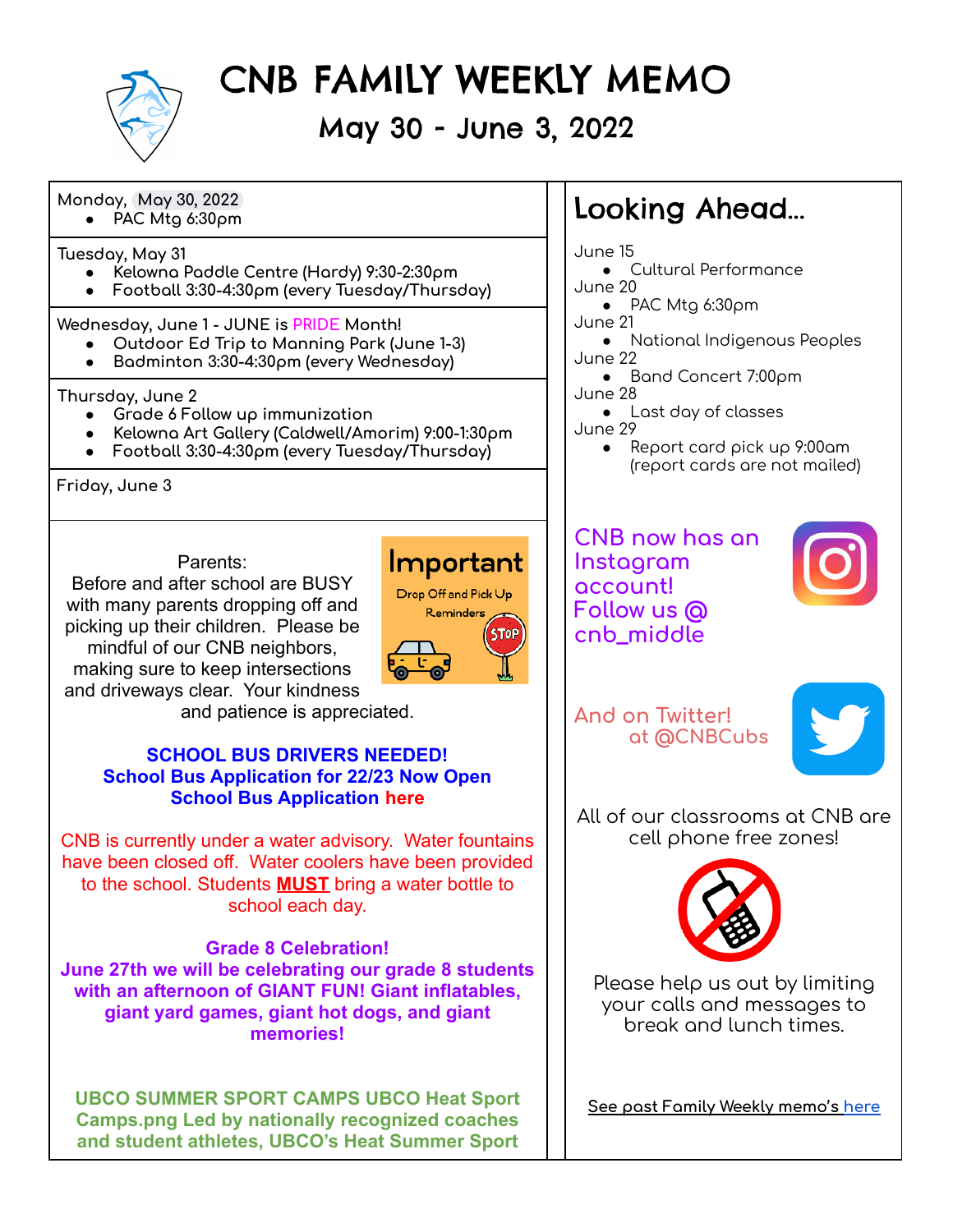# CNB FAMILY WEEKLY MEMO

## May 30 - June 3, 2022

Monday, May 30, 2022
- PAC Mtg 6:30pm

Tuesday, May 31
- Kelowna Paddle Centre (Hardy) 9:30-2:30pm
- Football 3:30-4:30pm (every Tuesday/Thursday)

Wednesday, June 1 - JUNE is PRIDE Month!
- Outdoor Ed Trip to Manning Park (June 1-3)
- Badminton 3:30-4:30pm (every Wednesday)

Thursday, June 2
- Grade 6 Follow up immunization
- Kelowna Art Gallery (Caldwell/Amorim) 9:00-1:30pm
- Football 3:30-4:30pm (every Tuesday/Thursday)

Friday, June 3

Important
Drop Off and Pick Up Reminders

Parents:
Before and after school are BUSY with many parents dropping off and picking up their children. Please be mindful of our CNB neighbors, making sure to keep intersections and driveways clear. Your kindness and patience is appreciated.

**SCHOOL BUS DRIVERS NEEDED!**
**School Bus Application for 22/23 Now Open**
**School Bus Application here**

CNB is currently under a water advisory. Water fountains have been closed off. Water coolers have been provided to the school. Students **MUST** bring a water bottle to school each day.

**Grade 8 Celebration!**
**June 27th we will be celebrating our grade 8 students with an afternoon of GIANT FUN! Giant inflatables, giant yard games, giant hot dogs, and giant memories!**

**UBCO SUMMER SPORT CAMPS UBCO Heat Sport Camps.png Led by nationally recognized coaches and student athletes, UBCO's Heat Summer Sport**

## Looking Ahead...

June 15
- Cultural Performance

June 20
- PAC Mtg 6:30pm

June 21
- National Indigenous Peoples

June 22
- Band Concert 7:00pm

June 28
- Last day of classes

June 29
- Report card pick up 9:00am (report cards are not mailed)

CNB now has an Instagram account! Follow us @ cnb_middle

And on Twitter! at @CNBCubs

All of our classrooms at CNB are cell phone free zones!

Please help us out by limiting your calls and messages to break and lunch times.

See past Family Weekly memo's here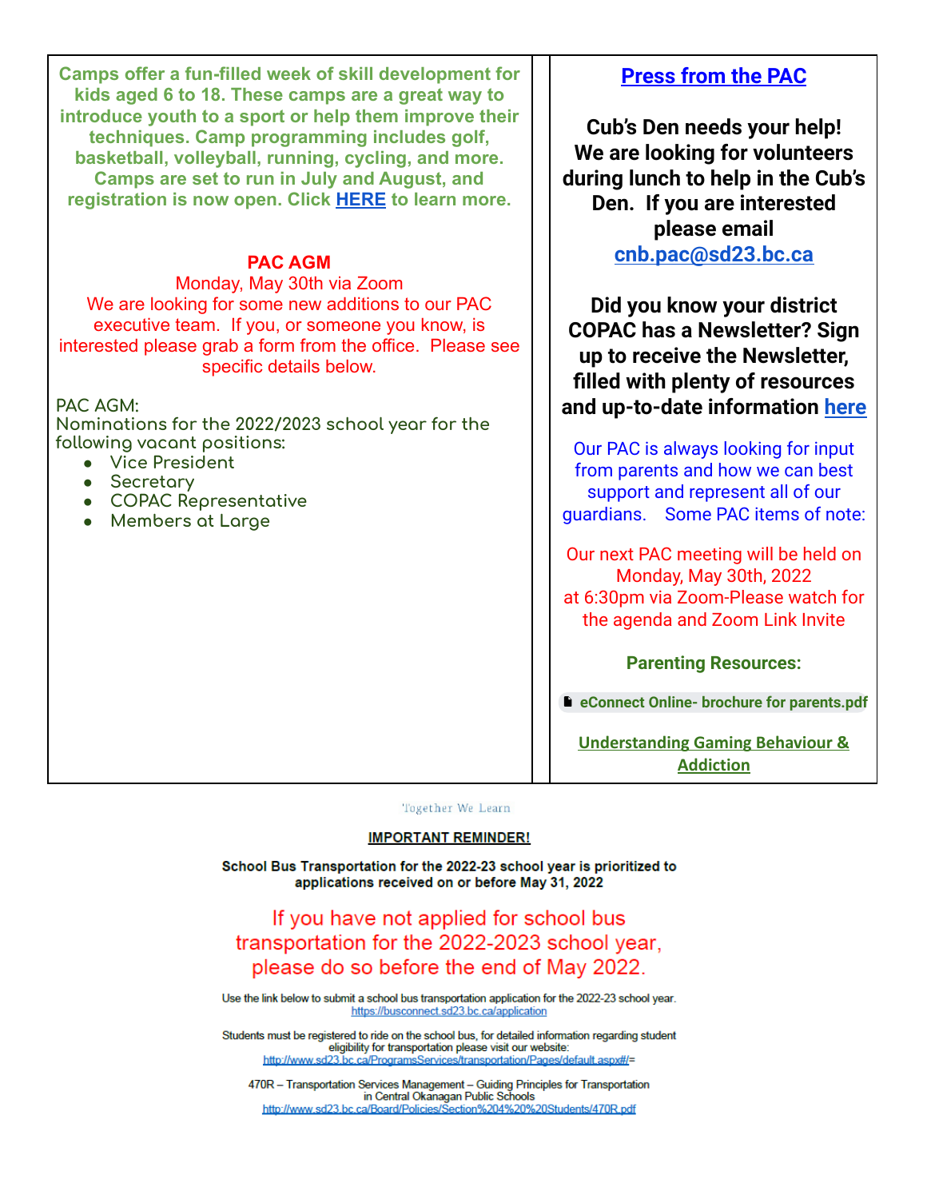**Camps offer a fun-filled week of skill development for kids aged 6 to 18. These camps are a great way to introduce youth to a sport or help them improve their techniques. Camp programming includes golf, basketball, volleyball, running, cycling, and more. Camps are set to run in July and August, and registration is now open. Click HERE to learn more.**

**PAC AGM**

Monday, May 30th via Zoom

We are looking for some new additions to our PAC executive team. If you, or someone you know, is interested please grab a form from the office. Please see specific details below.

PAC AGM:
Nominations for the 2022/2023 school year for the following vacant positions:

- Vice President
- Secretary
- COPAC Representative
- Members at Large

## Press from the PAC

**Cub's Den needs your help! We are looking for volunteers during lunch to help in the Cub's Den. If you are interested please email cnb.pac@sd23.bc.ca**

**Did you know your district COPAC has a Newsletter? Sign up to receive the Newsletter, filled with plenty of resources and up-to-date information here**

Our PAC is always looking for input from parents and how we can best support and represent all of our guardians. Some PAC items of note:

Our next PAC meeting will be held on Monday, May 30th, 2022 at 6:30pm via Zoom-Please watch for the agenda and Zoom Link Invite

**Parenting Resources:**

**eConnect Online- brochure for parents.pdf**

**Understanding Gaming Behaviour & Addiction**

Together We Learn

**IMPORTANT REMINDER!**

**School Bus Transportation for the 2022-23 school year is prioritized to applications received on or before May 31, 2022**

If you have not applied for school bus transportation for the 2022-2023 school year, please do so before the end of May 2022.

Use the link below to submit a school bus transportation application for the 2022-23 school year.
https://busconnect.sd23.bc.ca/application

Students must be registered to ride on the school bus, for detailed information regarding student eligibility for transportation please visit our website:
http://www.sd23.bc.ca/ProgramsServices/transportation/Pages/default.aspx#/=

470R – Transportation Services Management – Guiding Principles for Transportation in Central Okanagan Public Schools
http://www.sd23.bc.ca/Board/Policies/Section%204%20%20Students/470R.pdf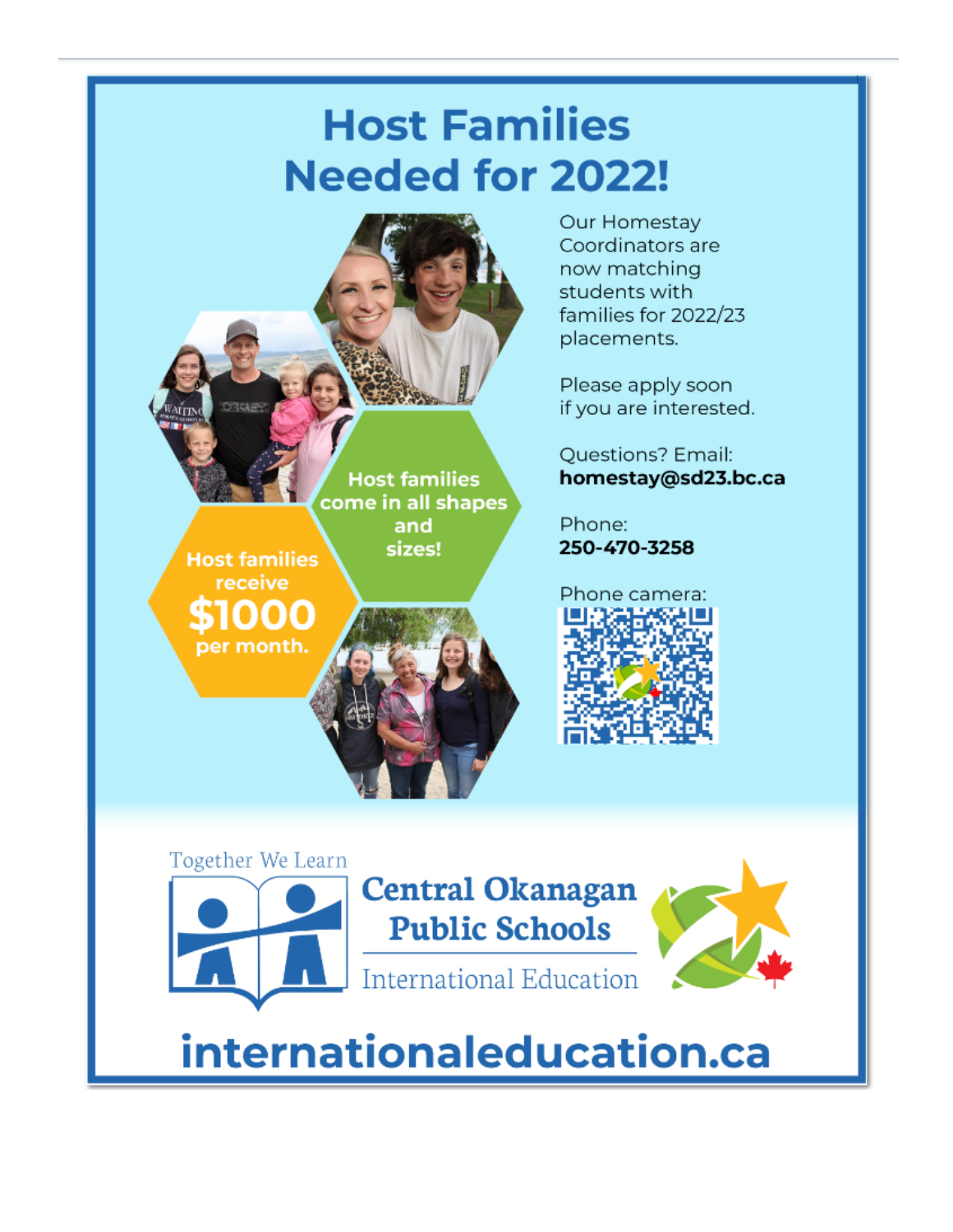# Host Families Needed for 2022!

Host families receive **$1000** per month.

Host families come in all shapes and sizes!

Our Homestay Coordinators are now matching students with families for 2022/23 placements.

Please apply soon if you are interested.

Questions? Email:
**homestay@sd23.bc.ca**

Phone:
**250-470-3258**

Phone camera:

Together We Learn

**Central Okanagan Public Schools**

International Education

**internationaleducation.ca**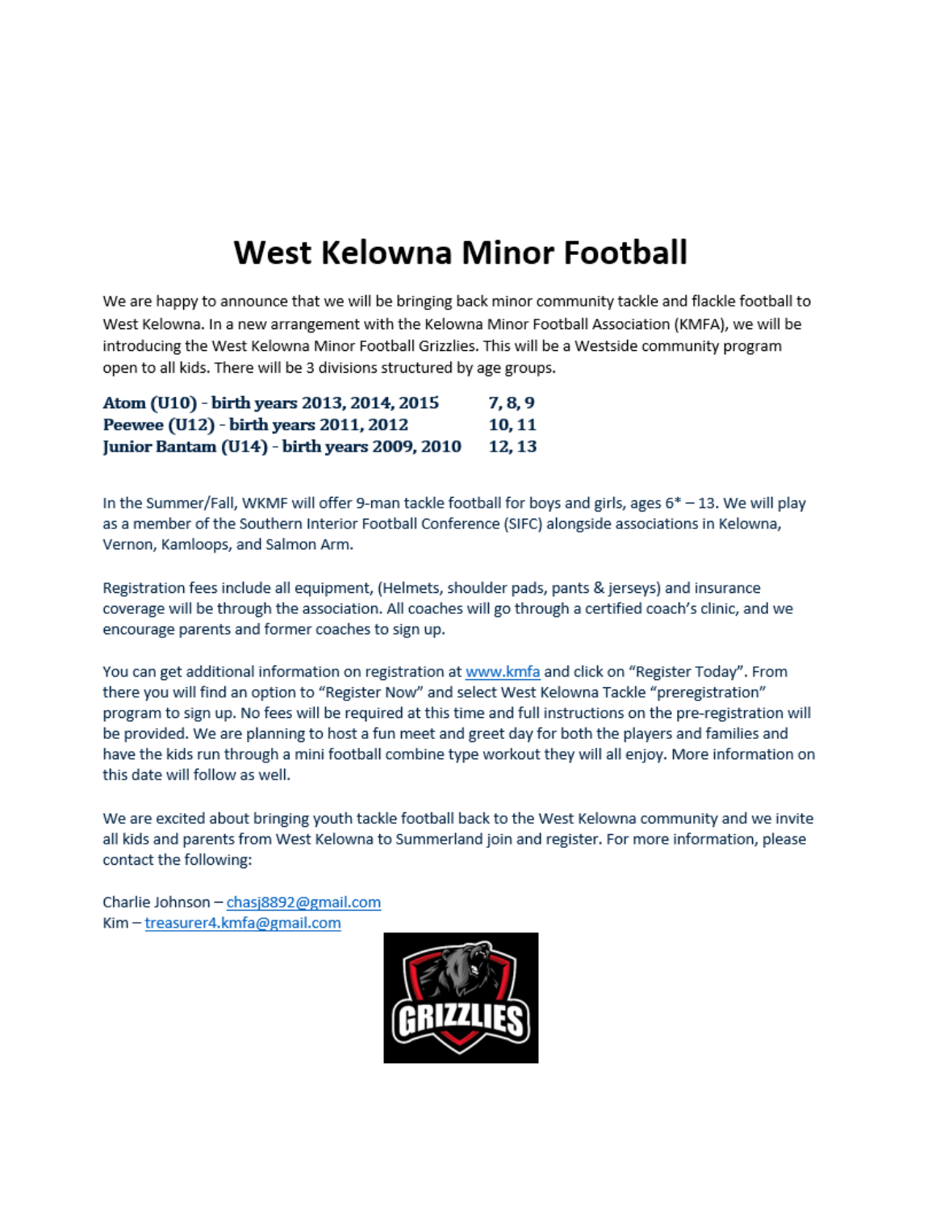# West Kelowna Minor Football

We are happy to announce that we will be bringing back minor community tackle and flackle football to West Kelowna. In a new arrangement with the Kelowna Minor Football Association (KMFA), we will be introducing the West Kelowna Minor Football Grizzlies. This will be a Westside community program open to all kids. There will be 3 divisions structured by age groups.

| | |
|---|---|
| **Atom (U10) - birth years 2013, 2014, 2015** | **7, 8, 9** |
| **Peewee (U12) - birth years 2011, 2012** | **10, 11** |
| **Junior Bantam (U14) - birth years 2009, 2010** | **12, 13** |

In the Summer/Fall, WKMF will offer 9-man tackle football for boys and girls, ages 6* – 13. We will play as a member of the Southern Interior Football Conference (SIFC) alongside associations in Kelowna, Vernon, Kamloops, and Salmon Arm.

Registration fees include all equipment, (Helmets, shoulder pads, pants & jerseys) and insurance coverage will be through the association. All coaches will go through a certified coach's clinic, and we encourage parents and former coaches to sign up.

You can get additional information on registration at www.kmfa and click on "Register Today". From there you will find an option to "Register Now" and select West Kelowna Tackle "preregistration" program to sign up. No fees will be required at this time and full instructions on the pre-registration will be provided. We are planning to host a fun meet and greet day for both the players and families and have the kids run through a mini football combine type workout they will all enjoy. More information on this date will follow as well.

We are excited about bringing youth tackle football back to the West Kelowna community and we invite all kids and parents from West Kelowna to Summerland join and register. For more information, please contact the following:

Charlie Johnson – chasj8892@gmail.com
Kim – treasurer4.kmfa@gmail.com